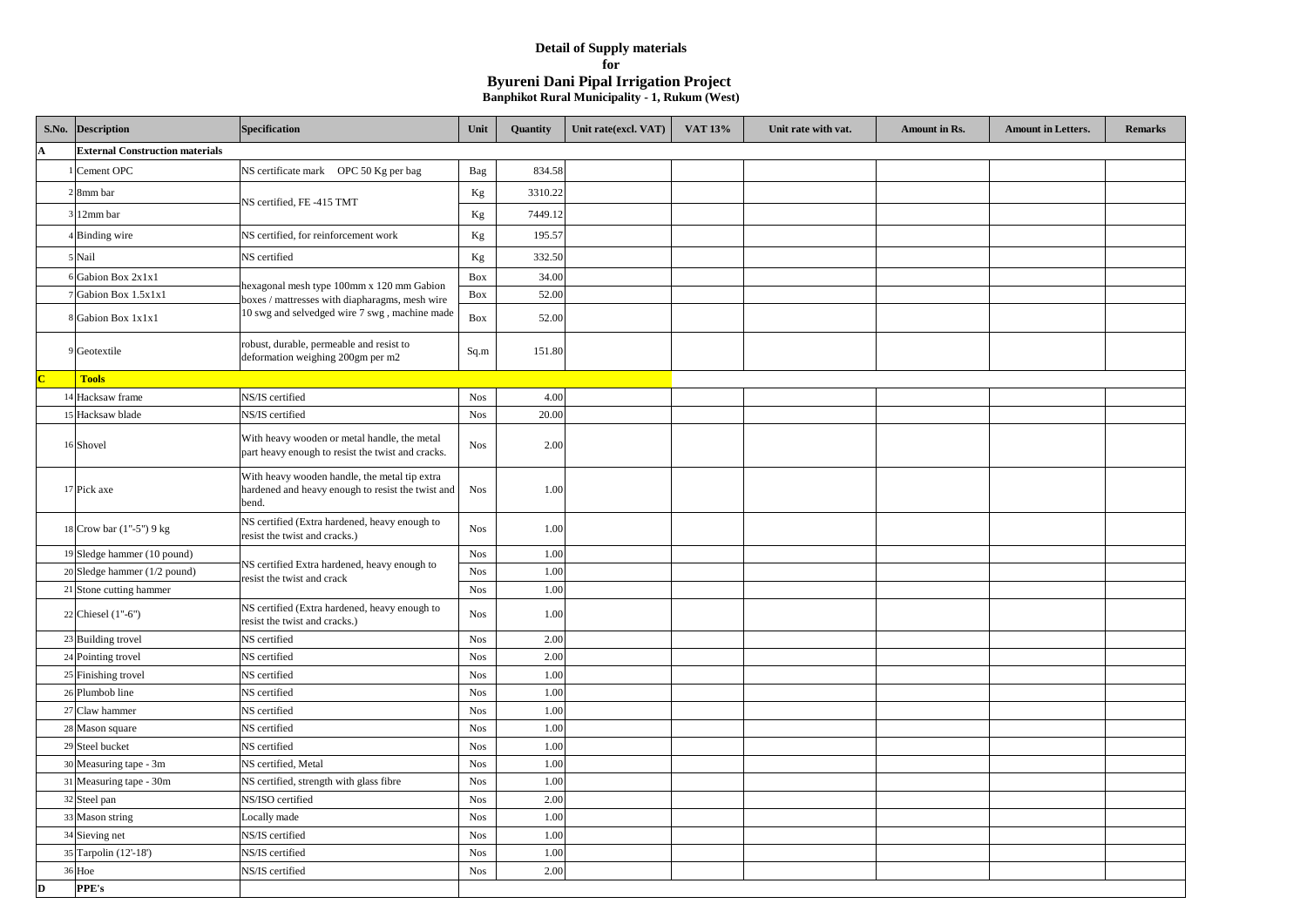**Detail of Supply materials**

**for**

# Byureni Dani Pipal Irrigation Project

**Banphikot Rural Municipality - 1, Rukum (West)**

| S.No. | Description | Specification | Unit | Quantity | Unit rate(excl. VAT) | VAT 13% | Unit rate with vat. | Amount in Rs. | Amount in Letters. | Remarks |
|---|---|---|---|---|---|---|---|---|---|---|
| **A** | **External Construction materials** | | | | | | | | | |
| 1 | Cement OPC | NS certificate mark OPC 50 Kg per bag | Bag | 834.58 | | | | | | |
| 2 | 8mm bar | NS certified, FE -415 TMT | Kg | 3310.22 | | | | | | |
| 3 | 12mm bar | | Kg | 7449.12 | | | | | | |
| 4 | Binding wire | NS certified, for reinforcement work | Kg | 195.57 | | | | | | |
| 5 | Nail | NS certified | Kg | 332.50 | | | | | | |
| 6 | Gabion Box 2x1x1 | hexagonal mesh type 100mm x 120 mm Gabion boxes / mattresses with diapharagms, mesh wire 10 swg and selvedged wire 7 swg , machine made | Box | 34.00 | | | | | | |
| 7 | Gabion Box 1.5x1x1 | | Box | 52.00 | | | | | | |
| 8 | Gabion Box 1x1x1 | | Box | 52.00 | | | | | | |
| 9 | Geotextile | robust, durable, permeable and resist to deformation weighing 200gm per m2 | Sq.m | 151.80 | | | | | | |
| **C** | **Tools** | | | | | | | | | |
| 14 | Hacksaw frame | NS/IS certified | Nos | 4.00 | | | | | | |
| 15 | Hacksaw blade | NS/IS certified | Nos | 20.00 | | | | | | |
| 16 | Shovel | With heavy wooden or metal handle, the metal part heavy enough to resist the twist and cracks. | Nos | 2.00 | | | | | | |
| 17 | Pick axe | With heavy wooden handle, the metal tip extra hardened and heavy enough to resist the twist and bend. | Nos | 1.00 | | | | | | |
| 18 | Crow bar (1"-5") 9 kg | NS certified (Extra hardened, heavy enough to resist the twist and cracks.) | Nos | 1.00 | | | | | | |
| 19 | Sledge hammer (10 pound) | NS certified Extra hardened, heavy enough to resist the twist and crack | Nos | 1.00 | | | | | | |
| 20 | Sledge hammer (1/2 pound) | | Nos | 1.00 | | | | | | |
| 21 | Stone cutting hammer | | Nos | 1.00 | | | | | | |
| 22 | Chiesel (1"-6") | NS certified (Extra hardened, heavy enough to resist the twist and cracks.) | Nos | 1.00 | | | | | | |
| 23 | Building trovel | NS certified | Nos | 2.00 | | | | | | |
| 24 | Pointing trovel | NS certified | Nos | 2.00 | | | | | | |
| 25 | Finishing trovel | NS certified | Nos | 1.00 | | | | | | |
| 26 | Plumbob line | NS certified | Nos | 1.00 | | | | | | |
| 27 | Claw hammer | NS certified | Nos | 1.00 | | | | | | |
| 28 | Mason square | NS certified | Nos | 1.00 | | | | | | |
| 29 | Steel bucket | NS certified | Nos | 1.00 | | | | | | |
| 30 | Measuring tape - 3m | NS certified, Metal | Nos | 1.00 | | | | | | |
| 31 | Measuring tape - 30m | NS certified, strength with glass fibre | Nos | 1.00 | | | | | | |
| 32 | Steel pan | NS/ISO certified | Nos | 2.00 | | | | | | |
| 33 | Mason string | Locally made | Nos | 1.00 | | | | | | |
| 34 | Sieving net | NS/IS certified | Nos | 1.00 | | | | | | |
| 35 | Tarpolin (12'-18') | NS/IS certified | Nos | 1.00 | | | | | | |
| 36 | Hoe | NS/IS certified | Nos | 2.00 | | | | | | |
| **D** | **PPE's** | | | | | | | | | |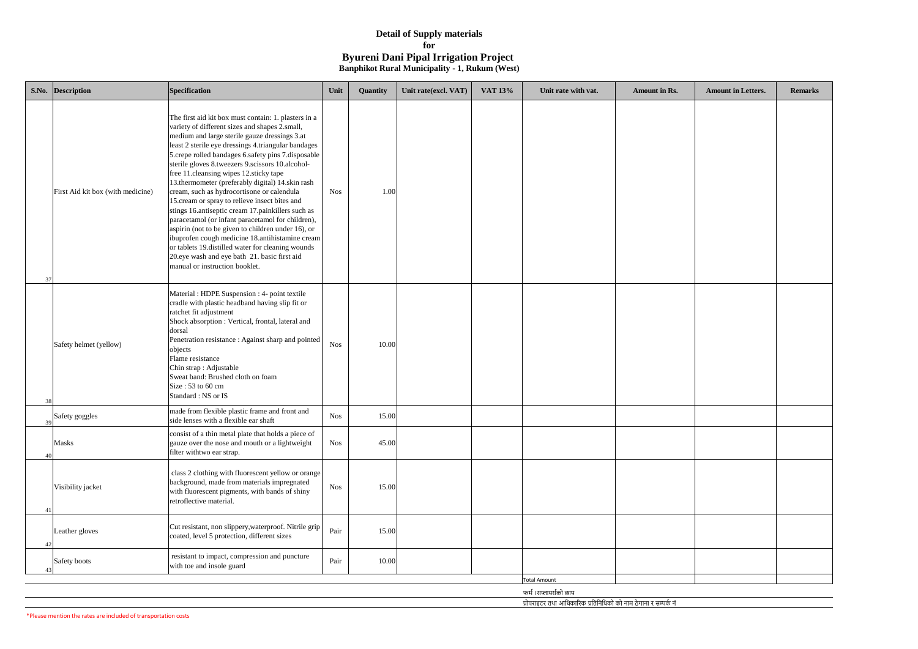**Detail of Supply materials**
**for**
## Byureni Dani Pipal Irrigation Project
**Banphikot Rural Municipality - 1, Rukum (West)**

| S.No. | Description | Specification | Unit | Quantity | Unit rate(excl. VAT) | VAT 13% | Unit rate with vat. | Amount in Rs. | Amount in Letters. | Remarks |
|---|---|---|---|---|---|---|---|---|---|---|
| 37 | First Aid kit box (with medicine) | The first aid kit box must contain: 1. plasters in a variety of different sizes and shapes 2.small, medium and large sterile gauze dressings 3.at least 2 sterile eye dressings 4.triangular bandages 5.crepe rolled bandages 6.safety pins 7.disposable sterile gloves 8.tweezers 9.scissors 10.alcohol-free 11.cleansing wipes 12.sticky tape 13.thermometer (preferably digital) 14.skin rash cream, such as hydrocortisone or calendula 15.cream or spray to relieve insect bites and stings 16.antiseptic cream 17.painkillers such as paracetamol (or infant paracetamol for children), aspirin (not to be given to children under 16), or ibuprofen cough medicine 18.antihistamine cream or tablets 19.distilled water for cleaning wounds 20.eye wash and eye bath 21. basic first aid manual or instruction booklet. | Nos | 1.00 | | | | | | |
| 38 | Safety helmet (yellow) | Material : HDPE Suspension : 4- point textile cradle with plastic headband having slip fit or ratchet fit adjustment<br>Shock absorption : Vertical, frontal, lateral and dorsal<br>Penetration resistance : Against sharp and pointed objects<br>Flame resistance<br>Chin strap : Adjustable<br>Sweat band: Brushed cloth on foam<br>Size : 53 to 60 cm<br>Standard : NS or IS | Nos | 10.00 | | | | | | |
| 39 | Safety goggles | made from flexible plastic frame and front and side lenses with a flexible ear shaft | Nos | 15.00 | | | | | | |
| 40 | Masks | consist of a thin metal plate that holds a piece of gauze over the nose and mouth or a lightweight filter withtwo ear strap. | Nos | 45.00 | | | | | | |
| 41 | Visibility jacket | class 2 clothing with fluorescent yellow or orange background, made from materials impregnated with fluorescent pigments, with bands of shiny retroflective material. | Nos | 15.00 | | | | | | |
| 42 | Leather gloves | Cut resistant, non slippery,waterproof. Nitrile grip coated, level 5 protection, different sizes | Pair | 15.00 | | | | | | |
| 43 | Safety boots | resistant to impact, compression and puncture with toe and insole guard | Pair | 10.00 | | | | | | |
| | | | | | | | Total Amount | | | |

फर्म ।सप्लायर्सको छाप

प्रोपराइटर तथा आधिकारिक प्रतिनिधिको को नाम ठेगाना र सम्पर्क नं

*Please mention the rates are included of transportation costs